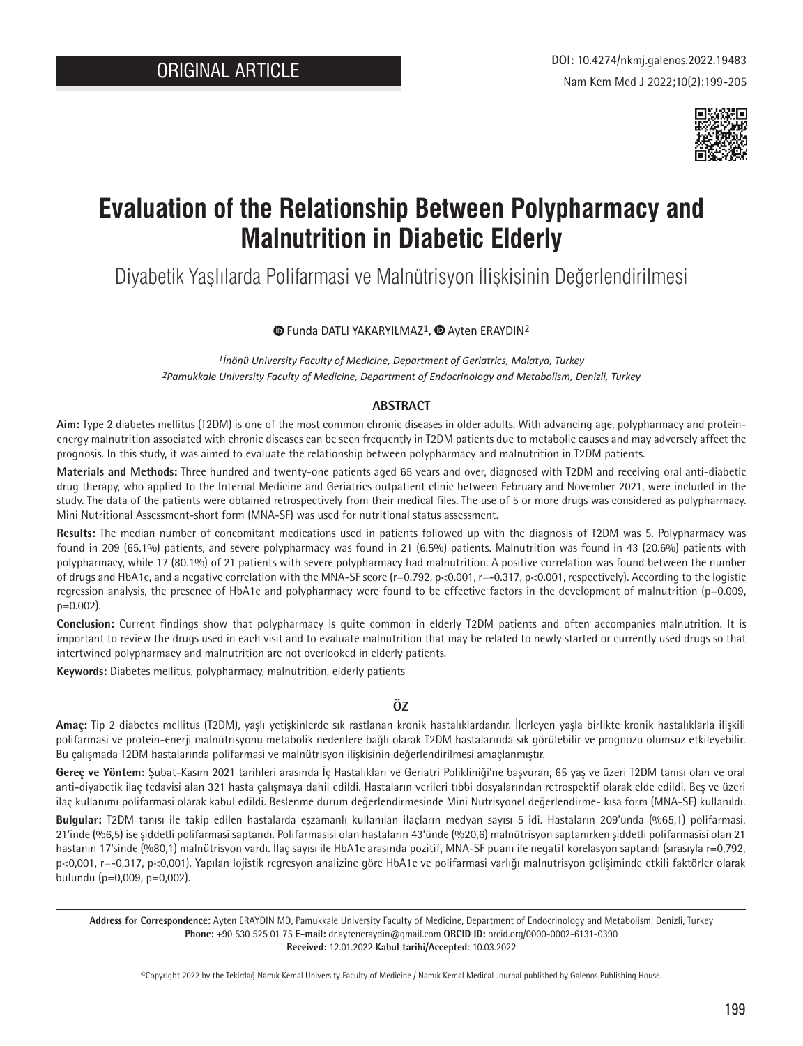ORIGINAL ARTICLE

DOI: 10.4274/nkmj.galenos.2022.19483

# Evaluation of the Relationship Between Polypharmacy and Malnutrition in Diabetic Elderly

## Diyabetik Yaşlılarda Polifarmasi ve Malnütrisyon İlişkisinin Değerlendirilmesi

Funda DATLI YAKARYILMAZ[1], Ayten ERAYDIN[2]

[1]*İnönü University Faculty of Medicine, Department of Geriatrics, Malatya, Turkey*
[2]*Pamukkale University Faculty of Medicine, Department of Endocrinology and Metabolism, Denizli, Turkey*

### ABSTRACT

**Aim:** Type 2 diabetes mellitus (T2DM) is one of the most common chronic diseases in older adults. With advancing age, polypharmacy and protein-energy malnutrition associated with chronic diseases can be seen frequently in T2DM patients due to metabolic causes and may adversely affect the prognosis. In this study, it was aimed to evaluate the relationship between polypharmacy and malnutrition in T2DM patients.

**Materials and Methods:** Three hundred and twenty-one patients aged 65 years and over, diagnosed with T2DM and receiving oral anti-diabetic drug therapy, who applied to the Internal Medicine and Geriatrics outpatient clinic between February and November 2021, were included in the study. The data of the patients were obtained retrospectively from their medical files. The use of 5 or more drugs was considered as polypharmacy. Mini Nutritional Assessment-short form (MNA-SF) was used for nutritional status assessment.

**Results:** The median number of concomitant medications used in patients followed up with the diagnosis of T2DM was 5. Polypharmacy was found in 209 (65.1%) patients, and severe polypharmacy was found in 21 (6.5%) patients. Malnutrition was found in 43 (20.6%) patients with polypharmacy, while 17 (80.1%) of 21 patients with severe polypharmacy had malnutrition. A positive correlation was found between the number of drugs and HbA1c, and a negative correlation with the MNA-SF score (r=0.792, p<0.001, r=-0.317, p<0.001, respectively). According to the logistic regression analysis, the presence of HbA1c and polypharmacy were found to be effective factors in the development of malnutrition (p=0.009, p=0.002).

**Conclusion:** Current findings show that polypharmacy is quite common in elderly T2DM patients and often accompanies malnutrition. It is important to review the drugs used in each visit and to evaluate malnutrition that may be related to newly started or currently used drugs so that intertwined polypharmacy and malnutrition are not overlooked in elderly patients.

**Keywords:** Diabetes mellitus, polypharmacy, malnutrition, elderly patients

### ÖZ

**Amaç:** Tip 2 diabetes mellitus (T2DM), yaşlı yetişkinlerde sık rastlanan kronik hastalıklardandır. İlerleyen yaşla birlikte kronik hastalıklarla ilişkili polifarmasi ve protein-enerji malnütrisyonu metabolik nedenlere bağlı olarak T2DM hastalarında sık görülebilir ve prognozu olumsuz etkileyebilir. Bu çalışmada T2DM hastalarında polifarmasi ve malnütrisyon ilişkisinin değerlendirilmesi amaçlanmıştır.

**Gereç ve Yöntem:** Şubat-Kasım 2021 tarihleri arasında İç Hastalıkları ve Geriatri Polikliniği'ne başvuran, 65 yaş ve üzeri T2DM tanısı olan ve oral anti-diyabetik ilaç tedavisi alan 321 hasta çalışmaya dahil edildi. Hastaların verileri tıbbi dosyalarından retrospektif olarak elde edildi. Beş ve üzeri ilaç kullanımı polifarmasi olarak kabul edildi. Beslenme durum değerlendirmesinde Mini Nutrisyonel değerlendirme- kısa form (MNA-SF) kullanıldı.

**Bulgular:** T2DM tanısı ile takip edilen hastalarda eşzamanlı kullanılan ilaçların medyan sayısı 5 idi. Hastaların 209'unda (%65,1) polifarmasi, 21'inde (%6,5) ise şiddetli polifarmasi saptandı. Polifarmasisi olan hastaların 43'ünde (%20,6) malnütrisyon saptanırken şiddetli polifarmasisi olan 21 hastanın 17'sinde (%80,1) malnütrisyon vardı. İlaç sayısı ile HbA1c arasında pozitif, MNA-SF puanı ile negatif korelasyon saptandı (sırasıyla r=0,792, p<0,001, r=-0,317, p<0,001). Yapılan lojistik regresyon analizine göre HbA1c ve polifarmasi varlığı malnutrisyon gelişiminde etkili faktörler olarak bulundu (p=0,009, p=0,002).

**Address for Correspondence:** Ayten ERAYDIN MD, Pamukkale University Faculty of Medicine, Department of Endocrinology and Metabolism, Denizli, Turkey
**Phone:** +90 530 525 01 75 **E-mail:** dr.ayteneraydin@gmail.com **ORCID ID:** orcid.org/0000-0002-6131-0390
**Received:** 12.01.2022 **Kabul tarihi/Accepted**: 10.03.2022

©Copyright 2022 by the Tekirdağ Namık Kemal University Faculty of Medicine / Namık Kemal Medical Journal published by Galenos Publishing House.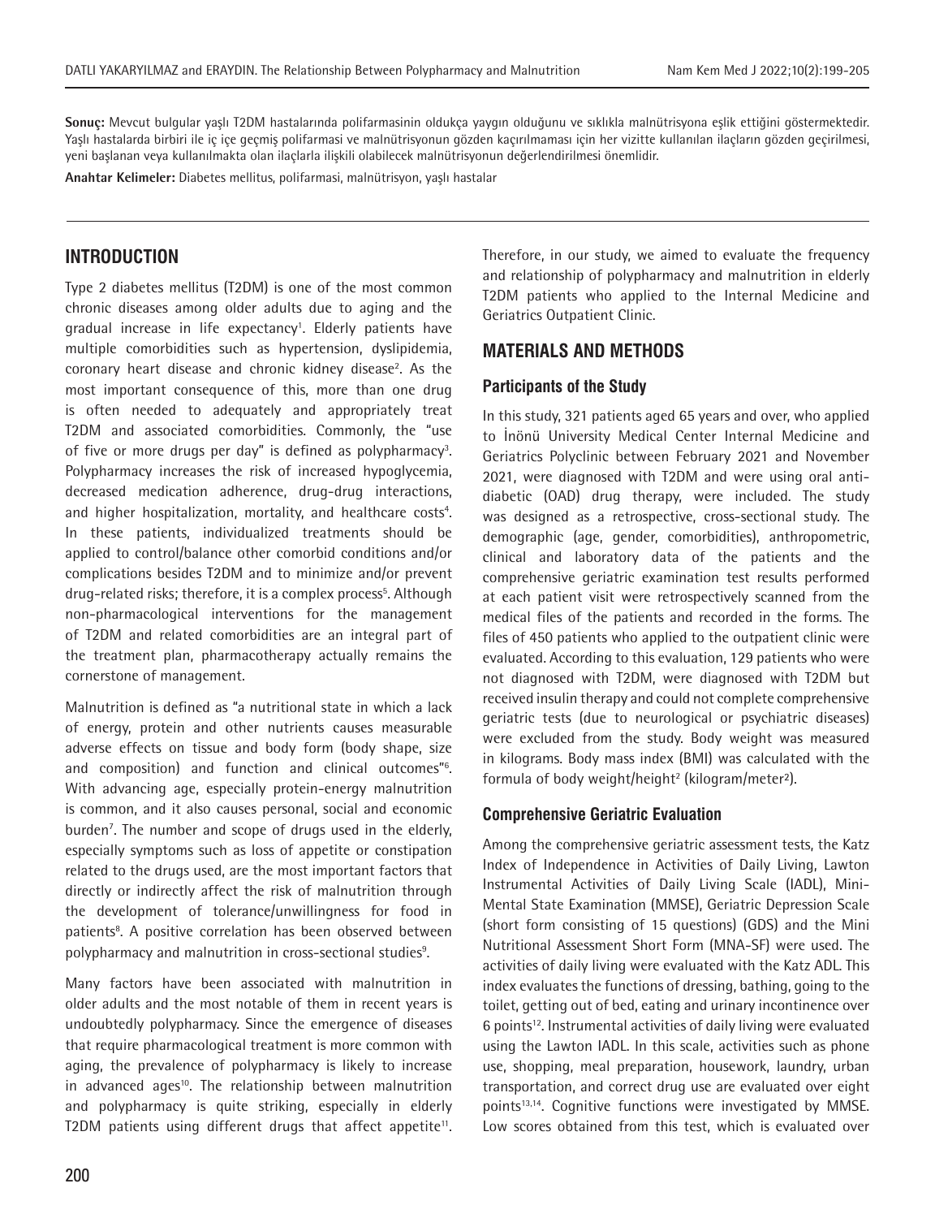**Sonuç:** Mevcut bulgular yaşlı T2DM hastalarında polifarmasinin oldukça yaygın olduğunu ve sıklıkla malnütrisyona eşlik ettiğini göstermektedir. Yaşlı hastalarda birbiri ile iç içe geçmiş polifarmasi ve malnütrisyonun gözden kaçırılmaması için her vizitte kullanılan ilaçların gözden geçirilmesi, yeni başlanan veya kullanılmakta olan ilaçlarla ilişkili olabilecek malnütrisyonun değerlendirilmesi önemlidir.

**Anahtar Kelimeler:** Diabetes mellitus, polifarmasi, malnütrisyon, yaşlı hastalar

## INTRODUCTION

Type 2 diabetes mellitus (T2DM) is one of the most common chronic diseases among older adults due to aging and the gradual increase in life expectancy[1]. Elderly patients have multiple comorbidities such as hypertension, dyslipidemia, coronary heart disease and chronic kidney disease[2]. As the most important consequence of this, more than one drug is often needed to adequately and appropriately treat T2DM and associated comorbidities. Commonly, the "use of five or more drugs per day" is defined as polypharmacy[3]. Polypharmacy increases the risk of increased hypoglycemia, decreased medication adherence, drug-drug interactions, and higher hospitalization, mortality, and healthcare costs[4]. In these patients, individualized treatments should be applied to control/balance other comorbid conditions and/or complications besides T2DM and to minimize and/or prevent drug-related risks; therefore, it is a complex process[5]. Although non-pharmacological interventions for the management of T2DM and related comorbidities are an integral part of the treatment plan, pharmacotherapy actually remains the cornerstone of management.

Malnutrition is defined as "a nutritional state in which a lack of energy, protein and other nutrients causes measurable adverse effects on tissue and body form (body shape, size and composition) and function and clinical outcomes"[6]. With advancing age, especially protein-energy malnutrition is common, and it also causes personal, social and economic burden[7]. The number and scope of drugs used in the elderly, especially symptoms such as loss of appetite or constipation related to the drugs used, are the most important factors that directly or indirectly affect the risk of malnutrition through the development of tolerance/unwillingness for food in patients[8]. A positive correlation has been observed between polypharmacy and malnutrition in cross-sectional studies[9].

Many factors have been associated with malnutrition in older adults and the most notable of them in recent years is undoubtedly polypharmacy. Since the emergence of diseases that require pharmacological treatment is more common with aging, the prevalence of polypharmacy is likely to increase in advanced ages[10]. The relationship between malnutrition and polypharmacy is quite striking, especially in elderly T2DM patients using different drugs that affect appetite[11]. Therefore, in our study, we aimed to evaluate the frequency and relationship of polypharmacy and malnutrition in elderly T2DM patients who applied to the Internal Medicine and Geriatrics Outpatient Clinic.

## MATERIALS AND METHODS

### Participants of the Study

In this study, 321 patients aged 65 years and over, who applied to İnönü University Medical Center Internal Medicine and Geriatrics Polyclinic between February 2021 and November 2021, were diagnosed with T2DM and were using oral anti-diabetic (OAD) drug therapy, were included. The study was designed as a retrospective, cross-sectional study. The demographic (age, gender, comorbidities), anthropometric, clinical and laboratory data of the patients and the comprehensive geriatric examination test results performed at each patient visit were retrospectively scanned from the medical files of the patients and recorded in the forms. The files of 450 patients who applied to the outpatient clinic were evaluated. According to this evaluation, 129 patients who were not diagnosed with T2DM, were diagnosed with T2DM but received insulin therapy and could not complete comprehensive geriatric tests (due to neurological or psychiatric diseases) were excluded from the study. Body weight was measured in kilograms. Body mass index (BMI) was calculated with the formula of body weight/height$^2$ (kilogram/meter$^2$).

### Comprehensive Geriatric Evaluation

Among the comprehensive geriatric assessment tests, the Katz Index of Independence in Activities of Daily Living, Lawton Instrumental Activities of Daily Living Scale (IADL), Mini-Mental State Examination (MMSE), Geriatric Depression Scale (short form consisting of 15 questions) (GDS) and the Mini Nutritional Assessment Short Form (MNA-SF) were used. The activities of daily living were evaluated with the Katz ADL. This index evaluates the functions of dressing, bathing, going to the toilet, getting out of bed, eating and urinary incontinence over 6 points[12]. Instrumental activities of daily living were evaluated using the Lawton IADL. In this scale, activities such as phone use, shopping, meal preparation, housework, laundry, urban transportation, and correct drug use are evaluated over eight points[13,14]. Cognitive functions were investigated by MMSE. Low scores obtained from this test, which is evaluated over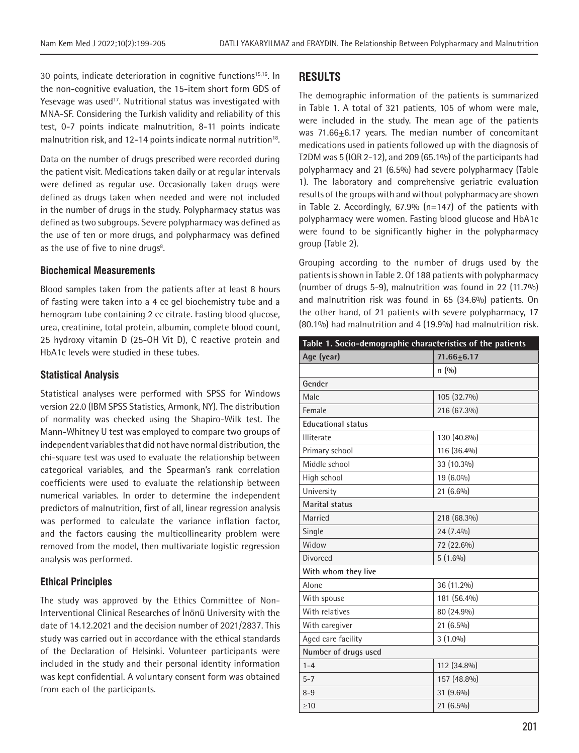30 points, indicate deterioration in cognitive functions[15,16]. In the non-cognitive evaluation, the 15-item short form GDS of Yesevage was used[17]. Nutritional status was investigated with MNA-SF. Considering the Turkish validity and reliability of this test, 0-7 points indicate malnutrition, 8-11 points indicate malnutrition risk, and 12-14 points indicate normal nutrition[18].

Data on the number of drugs prescribed were recorded during the patient visit. Medications taken daily or at regular intervals were defined as regular use. Occasionally taken drugs were defined as drugs taken when needed and were not included in the number of drugs in the study. Polypharmacy status was defined as two subgroups. Severe polypharmacy was defined as the use of ten or more drugs, and polypharmacy was defined as the use of five to nine drugs[8].

### Biochemical Measurements

Blood samples taken from the patients after at least 8 hours of fasting were taken into a 4 cc gel biochemistry tube and a hemogram tube containing 2 cc citrate. Fasting blood glucose, urea, creatinine, total protein, albumin, complete blood count, 25 hydroxy vitamin D (25-OH Vit D), C reactive protein and HbA1c levels were studied in these tubes.

### Statistical Analysis

Statistical analyses were performed with SPSS for Windows version 22.0 (IBM SPSS Statistics, Armonk, NY). The distribution of normality was checked using the Shapiro-Wilk test. The Mann-Whitney U test was employed to compare two groups of independent variables that did not have normal distribution, the chi-square test was used to evaluate the relationship between categorical variables, and the Spearman's rank correlation coefficients were used to evaluate the relationship between numerical variables. In order to determine the independent predictors of malnutrition, first of all, linear regression analysis was performed to calculate the variance inflation factor, and the factors causing the multicollinearity problem were removed from the model, then multivariate logistic regression analysis was performed.

### Ethical Principles

The study was approved by the Ethics Committee of Non-Interventional Clinical Researches of İnönü University with the date of 14.12.2021 and the decision number of 2021/2837. This study was carried out in accordance with the ethical standards of the Declaration of Helsinki. Volunteer participants were included in the study and their personal identity information was kept confidential. A voluntary consent form was obtained from each of the participants.

## RESULTS

The demographic information of the patients is summarized in Table 1. A total of 321 patients, 105 of whom were male, were included in the study. The mean age of the patients was 71.66±6.17 years. The median number of concomitant medications used in patients followed up with the diagnosis of T2DM was 5 (IQR 2-12), and 209 (65.1%) of the participants had polypharmacy and 21 (6.5%) had severe polypharmacy (Table 1). The laboratory and comprehensive geriatric evaluation results of the groups with and without polypharmacy are shown in Table 2. Accordingly, 67.9% (n=147) of the patients with polypharmacy were women. Fasting blood glucose and HbA1c were found to be significantly higher in the polypharmacy group (Table 2).

Grouping according to the number of drugs used by the patients is shown in Table 2. Of 188 patients with polypharmacy (number of drugs 5-9), malnutrition was found in 22 (11.7%) and malnutrition risk was found in 65 (34.6%) patients. On the other hand, of 21 patients with severe polypharmacy, 17 (80.1%) had malnutrition and 4 (19.9%) had malnutrition risk.

**Table 1. Socio-demographic characteristics of the patients**

| Age (year) | 71.66±6.17 |
|---|---|
| | n (%) |
| **Gender** | |
| Male | 105 (32.7%) |
| Female | 216 (67.3%) |
| **Educational status** | |
| Illiterate | 130 (40.8%) |
| Primary school | 116 (36.4%) |
| Middle school | 33 (10.3%) |
| High school | 19 (6.0%) |
| University | 21 (6.6%) |
| **Marital status** | |
| Married | 218 (68.3%) |
| Single | 24 (7.4%) |
| Widow | 72 (22.6%) |
| Divorced | 5 (1.6%) |
| **With whom they live** | |
| Alone | 36 (11.2%) |
| With spouse | 181 (56.4%) |
| With relatives | 80 (24.9%) |
| With caregiver | 21 (6.5%) |
| Aged care facility | 3 (1.0%) |
| **Number of drugs used** | |
| 1-4 | 112 (34.8%) |
| 5-7 | 157 (48.8%) |
| 8-9 | 31 (9.6%) |
| ≥10 | 21 (6.5%) |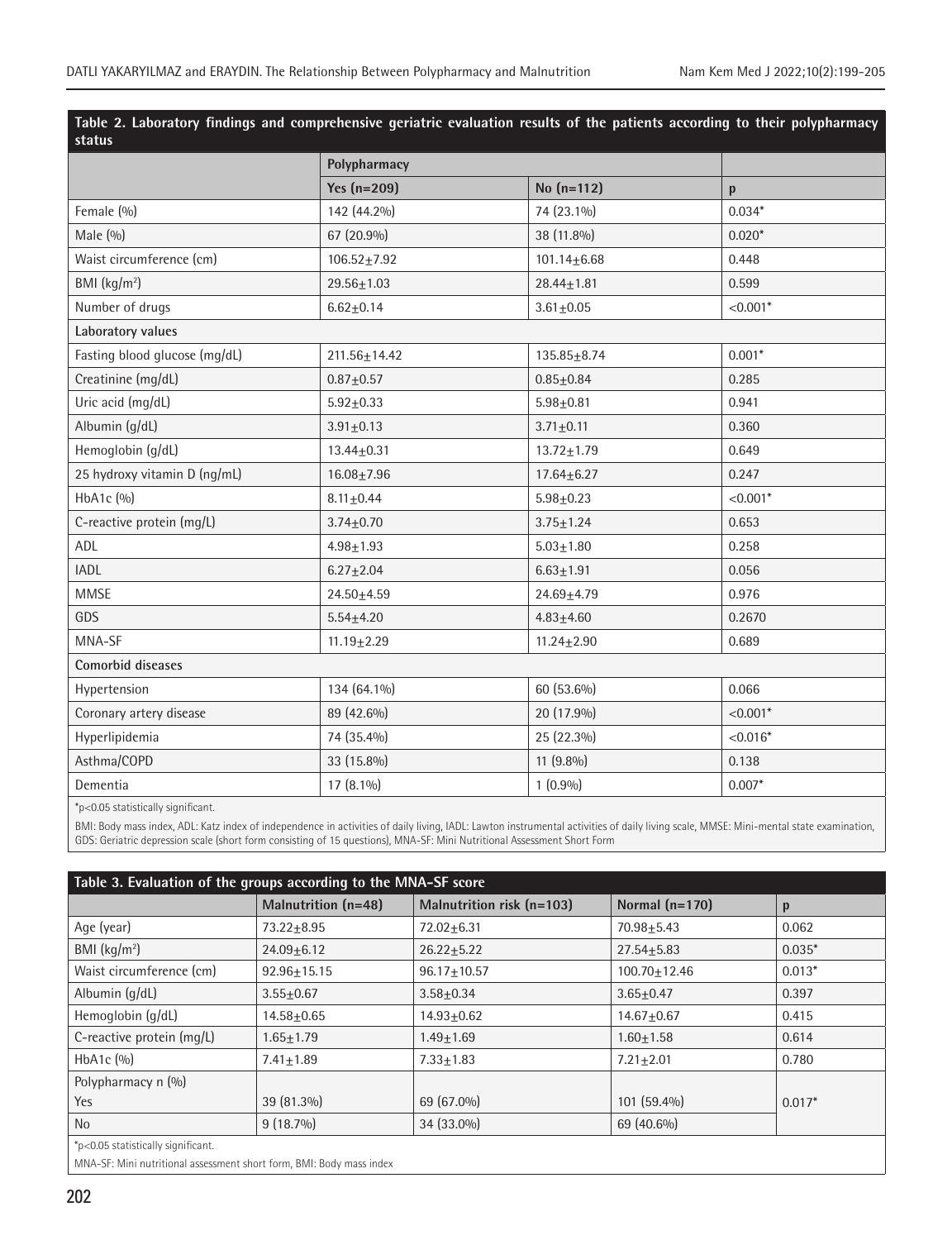**Table 2. Laboratory findings and comprehensive geriatric evaluation results of the patients according to their polypharmacy status**

| | Polypharmacy | | |
|---|---|---|---|
| | Yes (n=209) | No (n=112) | p |
| Female (%) | 142 (44.2%) | 74 (23.1%) | 0.034* |
| Male (%) | 67 (20.9%) | 38 (11.8%) | 0.020* |
| Waist circumference (cm) | 106.52±7.92 | 101.14±6.68 | 0.448 |
| BMI (kg/m²) | 29.56±1.03 | 28.44±1.81 | 0.599 |
| Number of drugs | 6.62±0.14 | 3.61±0.05 | <0.001* |
| **Laboratory values** | | | |
| Fasting blood glucose (mg/dL) | 211.56±14.42 | 135.85±8.74 | 0.001* |
| Creatinine (mg/dL) | 0.87±0.57 | 0.85±0.84 | 0.285 |
| Uric acid (mg/dL) | 5.92±0.33 | 5.98±0.81 | 0.941 |
| Albumin (g/dL) | 3.91±0.13 | 3.71±0.11 | 0.360 |
| Hemoglobin (g/dL) | 13.44±0.31 | 13.72±1.79 | 0.649 |
| 25 hydroxy vitamin D (ng/mL) | 16.08±7.96 | 17.64±6.27 | 0.247 |
| HbA1c (%) | 8.11±0.44 | 5.98±0.23 | <0.001* |
| C-reactive protein (mg/L) | 3.74±0.70 | 3.75±1.24 | 0.653 |
| ADL | 4.98±1.93 | 5.03±1.80 | 0.258 |
| IADL | 6.27±2.04 | 6.63±1.91 | 0.056 |
| MMSE | 24.50±4.59 | 24.69±4.79 | 0.976 |
| GDS | 5.54±4.20 | 4.83±4.60 | 0.2670 |
| MNA-SF | 11.19±2.29 | 11.24±2.90 | 0.689 |
| **Comorbid diseases** | | | |
| Hypertension | 134 (64.1%) | 60 (53.6%) | 0.066 |
| Coronary artery disease | 89 (42.6%) | 20 (17.9%) | <0.001* |
| Hyperlipidemia | 74 (35.4%) | 25 (22.3%) | <0.016* |
| Asthma/COPD | 33 (15.8%) | 11 (9.8%) | 0.138 |
| Dementia | 17 (8.1%) | 1 (0.9%) | 0.007* |

*p<0.05 statistically significant.

BMI: Body mass index, ADL: Katz index of independence in activities of daily living, IADL: Lawton instrumental activities of daily living scale, MMSE: Mini-mental state examination, GDS: Geriatric depression scale (short form consisting of 15 questions), MNA-SF: Mini Nutritional Assessment Short Form

**Table 3. Evaluation of the groups according to the MNA-SF score**

| | Malnutrition (n=48) | Malnutrition risk (n=103) | Normal (n=170) | p |
|---|---|---|---|---|
| Age (year) | 73.22±8.95 | 72.02±6.31 | 70.98±5.43 | 0.062 |
| BMI (kg/m²) | 24.09±6.12 | 26.22±5.22 | 27.54±5.83 | 0.035* |
| Waist circumference (cm) | 92.96±15.15 | 96.17±10.57 | 100.70±12.46 | 0.013* |
| Albumin (g/dL) | 3.55±0.67 | 3.58±0.34 | 3.65±0.47 | 0.397 |
| Hemoglobin (g/dL) | 14.58±0.65 | 14.93±0.62 | 14.67±0.67 | 0.415 |
| C-reactive protein (mg/L) | 1.65±1.79 | 1.49±1.69 | 1.60±1.58 | 0.614 |
| HbA1c (%) | 7.41±1.89 | 7.33±1.83 | 7.21±2.01 | 0.780 |
| Polypharmacy n (%) | | | | |
| Yes | 39 (81.3%) | 69 (67.0%) | 101 (59.4%) | 0.017* |
| No | 9 (18.7%) | 34 (33.0%) | 69 (40.6%) | |

*p<0.05 statistically significant.

MNA-SF: Mini nutritional assessment short form, BMI: Body mass index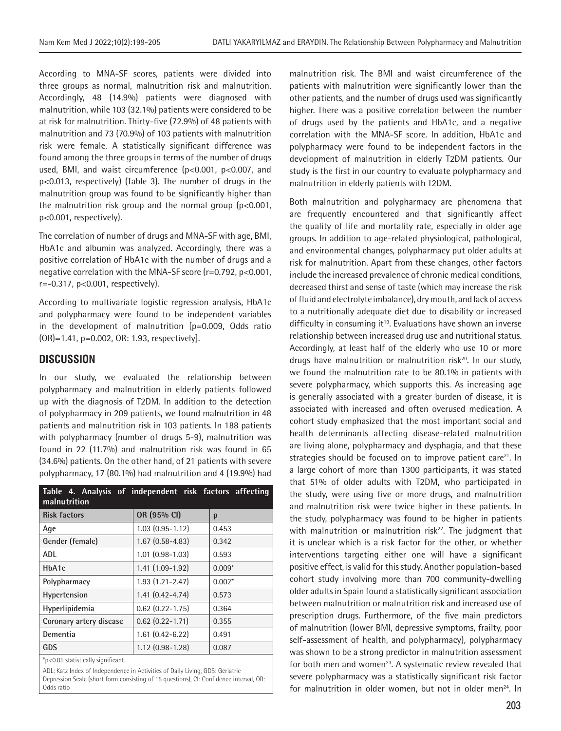According to MNA-SF scores, patients were divided into three groups as normal, malnutrition risk and malnutrition. Accordingly, 48 (14.9%) patients were diagnosed with malnutrition, while 103 (32.1%) patients were considered to be at risk for malnutrition. Thirty-five (72.9%) of 48 patients with malnutrition and 73 (70.9%) of 103 patients with malnutrition risk were female. A statistically significant difference was found among the three groups in terms of the number of drugs used, BMI, and waist circumference (p<0.001, p<0.007, and p<0.013, respectively) (Table 3). The number of drugs in the malnutrition group was found to be significantly higher than the malnutrition risk group and the normal group (p<0.001, p<0.001, respectively).

The correlation of number of drugs and MNA-SF with age, BMI, HbA1c and albumin was analyzed. Accordingly, there was a positive correlation of HbA1c with the number of drugs and a negative correlation with the MNA-SF score (r=0.792, p<0.001, r=-0.317, p<0.001, respectively).

According to multivariate logistic regression analysis, HbA1c and polypharmacy were found to be independent variables in the development of malnutrition [p=0.009, Odds ratio (OR)=1.41, p=0.002, OR: 1.93, respectively].

## DISCUSSION

In our study, we evaluated the relationship between polypharmacy and malnutrition in elderly patients followed up with the diagnosis of T2DM. In addition to the detection of polypharmacy in 209 patients, we found malnutrition in 48 patients and malnutrition risk in 103 patients. In 188 patients with polypharmacy (number of drugs 5-9), malnutrition was found in 22 (11.7%) and malnutrition risk was found in 65 (34.6%) patients. On the other hand, of 21 patients with severe polypharmacy, 17 (80.1%) had malnutrition and 4 (19.9%) had malnutrition risk. The BMI and waist circumference of the patients with malnutrition were significantly lower than the other patients, and the number of drugs used was significantly higher. There was a positive correlation between the number of drugs used by the patients and HbA1c, and a negative correlation with the MNA-SF score. In addition, HbA1c and polypharmacy were found to be independent factors in the development of malnutrition in elderly T2DM patients. Our study is the first in our country to evaluate polypharmacy and malnutrition in elderly patients with T2DM.

**Table 4. Analysis of independent risk factors affecting malnutrition**

| Risk factors | OR (95% CI) | p |
|---|---|---|
| Age | 1.03 (0.95-1.12) | 0.453 |
| Gender (female) | 1.67 (0.58-4.83) | 0.342 |
| ADL | 1.01 (0.98-1.03) | 0.593 |
| HbA1c | 1.41 (1.09-1.92) | 0.009* |
| Polypharmacy | 1.93 (1.21-2.47) | 0.002* |
| Hypertension | 1.41 (0.42-4.74) | 0.573 |
| Hyperlipidemia | 0.62 (0.22-1.75) | 0.364 |
| Coronary artery disease | 0.62 (0.22-1.71) | 0.355 |
| Dementia | 1.61 (0.42-6.22) | 0.491 |
| GDS | 1.12 (0.98-1.28) | 0.087 |

*p<0.05 statistically significant.

ADL: Katz Index of Independence in Activities of Daily Living, GDS: Geriatric Depression Scale (short form consisting of 15 questions), CI: Confidence interval, OR: Odds ratio

Both malnutrition and polypharmacy are phenomena that are frequently encountered and that significantly affect the quality of life and mortality rate, especially in older age groups. In addition to age-related physiological, pathological, and environmental changes, polypharmacy put older adults at risk for malnutrition. Apart from these changes, other factors include the increased prevalence of chronic medical conditions, decreased thirst and sense of taste (which may increase the risk of fluid and electrolyte imbalance), dry mouth, and lack of access to a nutritionally adequate diet due to disability or increased difficulty in consuming it[19]. Evaluations have shown an inverse relationship between increased drug use and nutritional status. Accordingly, at least half of the elderly who use 10 or more drugs have malnutrition or malnutrition risk[20]. In our study, we found the malnutrition rate to be 80.1% in patients with severe polypharmacy, which supports this. As increasing age is generally associated with a greater burden of disease, it is associated with increased and often overused medication. A cohort study emphasized that the most important social and health determinants affecting disease-related malnutrition are living alone, polypharmacy and dysphagia, and that these strategies should be focused on to improve patient care[21]. In a large cohort of more than 1300 participants, it was stated that 51% of older adults with T2DM, who participated in the study, were using five or more drugs, and malnutrition and malnutrition risk were twice higher in these patients. In the study, polypharmacy was found to be higher in patients with malnutrition or malnutrition risk[22]. The judgment that it is unclear which is a risk factor for the other, or whether interventions targeting either one will have a significant positive effect, is valid for this study. Another population-based cohort study involving more than 700 community-dwelling older adults in Spain found a statistically significant association between malnutrition or malnutrition risk and increased use of prescription drugs. Furthermore, of the five main predictors of malnutrition (lower BMI, depressive symptoms, frailty, poor self-assessment of health, and polypharmacy), polypharmacy was shown to be a strong predictor in malnutrition assessment for both men and women[23]. A systematic review revealed that severe polypharmacy was a statistically significant risk factor for malnutrition in older women, but not in older men[24]. In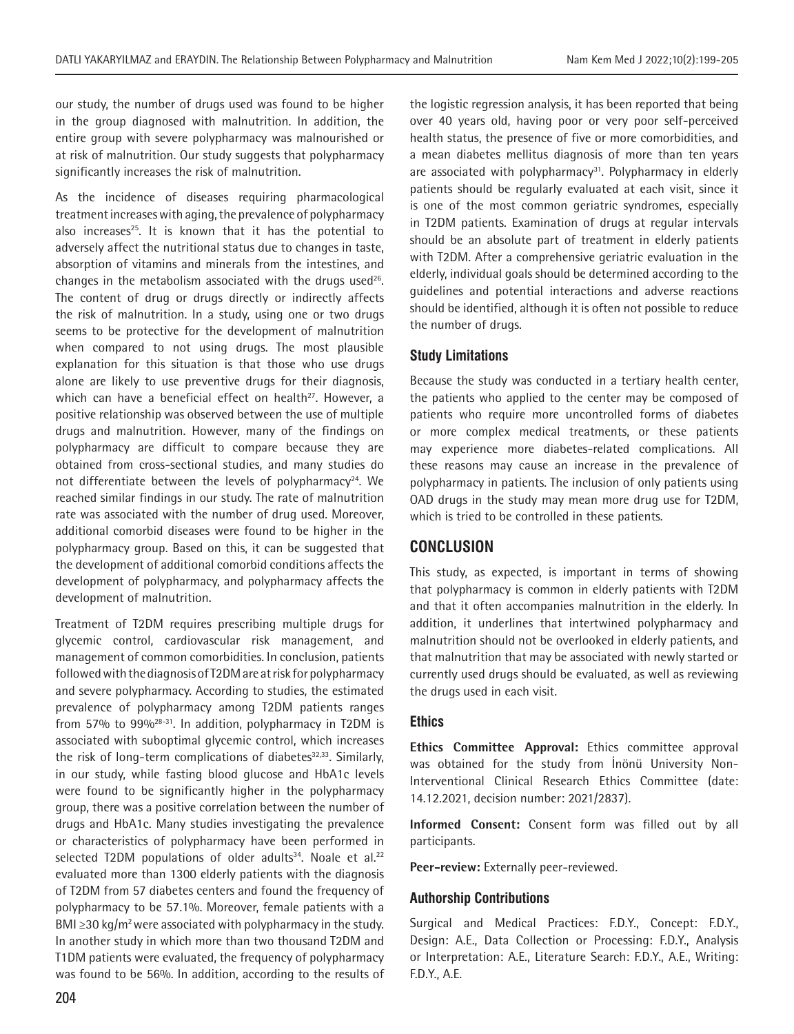our study, the number of drugs used was found to be higher in the group diagnosed with malnutrition. In addition, the entire group with severe polypharmacy was malnourished or at risk of malnutrition. Our study suggests that polypharmacy significantly increases the risk of malnutrition.

As the incidence of diseases requiring pharmacological treatment increases with aging, the prevalence of polypharmacy also increases[25]. It is known that it has the potential to adversely affect the nutritional status due to changes in taste, absorption of vitamins and minerals from the intestines, and changes in the metabolism associated with the drugs used[26]. The content of drug or drugs directly or indirectly affects the risk of malnutrition. In a study, using one or two drugs seems to be protective for the development of malnutrition when compared to not using drugs. The most plausible explanation for this situation is that those who use drugs alone are likely to use preventive drugs for their diagnosis, which can have a beneficial effect on health[27]. However, a positive relationship was observed between the use of multiple drugs and malnutrition. However, many of the findings on polypharmacy are difficult to compare because they are obtained from cross-sectional studies, and many studies do not differentiate between the levels of polypharmacy[24]. We reached similar findings in our study. The rate of malnutrition rate was associated with the number of drug used. Moreover, additional comorbid diseases were found to be higher in the polypharmacy group. Based on this, it can be suggested that the development of additional comorbid conditions affects the development of polypharmacy, and polypharmacy affects the development of malnutrition.

Treatment of T2DM requires prescribing multiple drugs for glycemic control, cardiovascular risk management, and management of common comorbidities. In conclusion, patients followed with the diagnosis of T2DM are at risk for polypharmacy and severe polypharmacy. According to studies, the estimated prevalence of polypharmacy among T2DM patients ranges from 57% to 99%[28-31]. In addition, polypharmacy in T2DM is associated with suboptimal glycemic control, which increases the risk of long-term complications of diabetes[32,33]. Similarly, in our study, while fasting blood glucose and HbA1c levels were found to be significantly higher in the polypharmacy group, there was a positive correlation between the number of drugs and HbA1c. Many studies investigating the prevalence or characteristics of polypharmacy have been performed in selected T2DM populations of older adults[34]. Noale et al.[22] evaluated more than 1300 elderly patients with the diagnosis of T2DM from 57 diabetes centers and found the frequency of polypharmacy to be 57.1%. Moreover, female patients with a BMI $\geq$30 kg/m$^2$ were associated with polypharmacy in the study. In another study in which more than two thousand T2DM and T1DM patients were evaluated, the frequency of polypharmacy was found to be 56%. In addition, according to the results of the logistic regression analysis, it has been reported that being over 40 years old, having poor or very poor self-perceived health status, the presence of five or more comorbidities, and a mean diabetes mellitus diagnosis of more than ten years are associated with polypharmacy[31]. Polypharmacy in elderly patients should be regularly evaluated at each visit, since it is one of the most common geriatric syndromes, especially in T2DM patients. Examination of drugs at regular intervals should be an absolute part of treatment in elderly patients with T2DM. After a comprehensive geriatric evaluation in the elderly, individual goals should be determined according to the guidelines and potential interactions and adverse reactions should be identified, although it is often not possible to reduce the number of drugs.

### Study Limitations

Because the study was conducted in a tertiary health center, the patients who applied to the center may be composed of patients who require more uncontrolled forms of diabetes or more complex medical treatments, or these patients may experience more diabetes-related complications. All these reasons may cause an increase in the prevalence of polypharmacy in patients. The inclusion of only patients using OAD drugs in the study may mean more drug use for T2DM, which is tried to be controlled in these patients.

## CONCLUSION

This study, as expected, is important in terms of showing that polypharmacy is common in elderly patients with T2DM and that it often accompanies malnutrition in the elderly. In addition, it underlines that intertwined polypharmacy and malnutrition should not be overlooked in elderly patients, and that malnutrition that may be associated with newly started or currently used drugs should be evaluated, as well as reviewing the drugs used in each visit.

### Ethics

**Ethics Committee Approval:** Ethics committee approval was obtained for the study from İnönü University Non-Interventional Clinical Research Ethics Committee (date: 14.12.2021, decision number: 2021/2837).

**Informed Consent:** Consent form was filled out by all participants.

**Peer-review:** Externally peer-reviewed.

### Authorship Contributions

Surgical and Medical Practices: F.D.Y., Concept: F.D.Y., Design: A.E., Data Collection or Processing: F.D.Y., Analysis or Interpretation: A.E., Literature Search: F.D.Y., A.E., Writing: F.D.Y., A.E.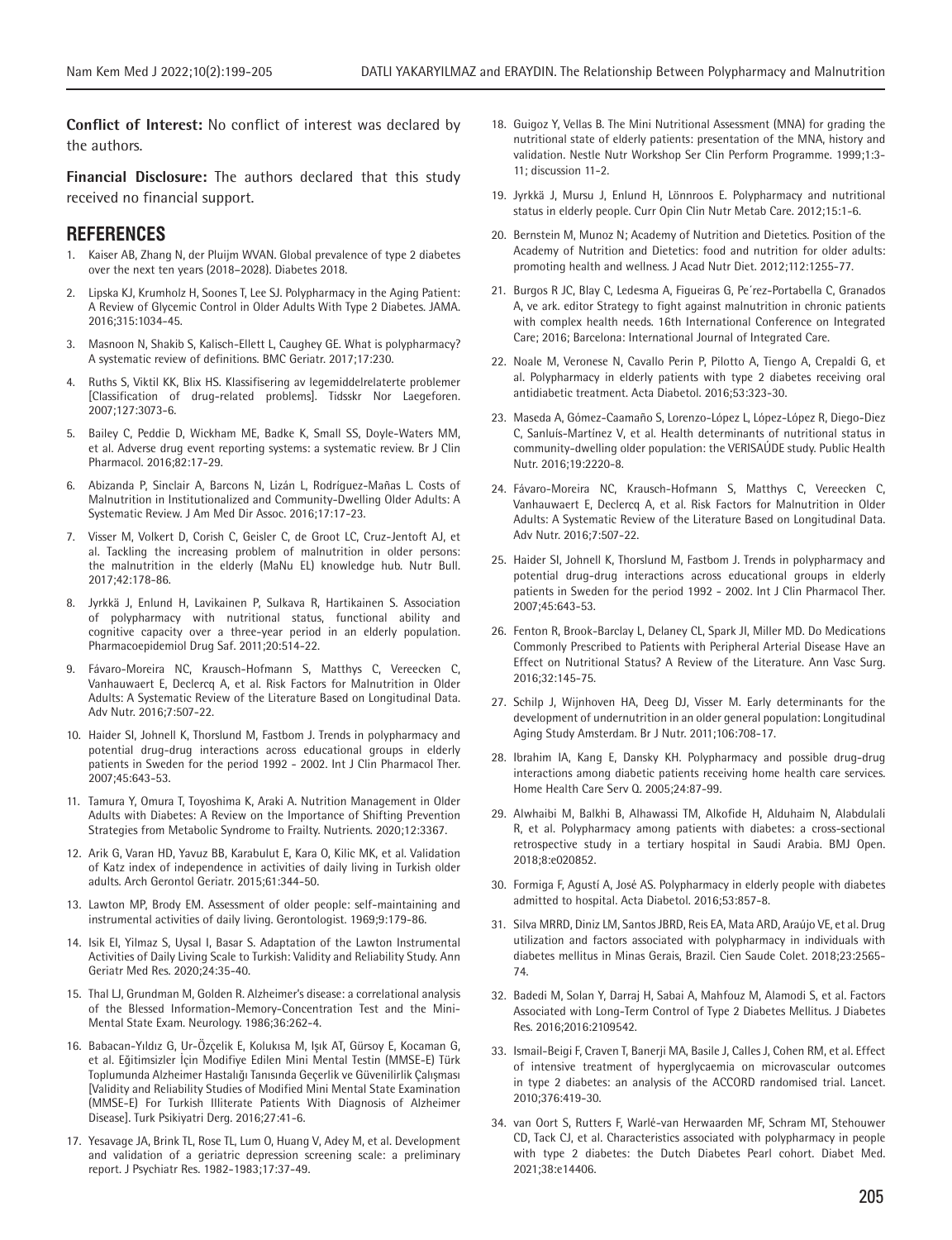**Conflict of Interest:** No conflict of interest was declared by the authors.

**Financial Disclosure:** The authors declared that this study received no financial support.

## REFERENCES

1. Kaiser AB, Zhang N, der Pluijm WVAN. Global prevalence of type 2 diabetes over the next ten years (2018–2028). Diabetes 2018.
2. Lipska KJ, Krumholz H, Soones T, Lee SJ. Polypharmacy in the Aging Patient: A Review of Glycemic Control in Older Adults With Type 2 Diabetes. JAMA. 2016;315:1034-45.
3. Masnoon N, Shakib S, Kalisch-Ellett L, Caughey GE. What is polypharmacy? A systematic review of definitions. BMC Geriatr. 2017;17:230.
4. Ruths S, Viktil KK, Blix HS. Klassifisering av legemiddelrelaterte problemer [Classification of drug-related problems]. Tidsskr Nor Laegeforen. 2007;127:3073-6.
5. Bailey C, Peddie D, Wickham ME, Badke K, Small SS, Doyle-Waters MM, et al. Adverse drug event reporting systems: a systematic review. Br J Clin Pharmacol. 2016;82:17-29.
6. Abizanda P, Sinclair A, Barcons N, Lizán L, Rodríguez-Mañas L. Costs of Malnutrition in Institutionalized and Community-Dwelling Older Adults: A Systematic Review. J Am Med Dir Assoc. 2016;17:17-23.
7. Visser M, Volkert D, Corish C, Geisler C, de Groot LC, Cruz-Jentoft AJ, et al. Tackling the increasing problem of malnutrition in older persons: the malnutrition in the elderly (MaNu EL) knowledge hub. Nutr Bull. 2017;42:178-86.
8. Jyrkkä J, Enlund H, Lavikainen P, Sulkava R, Hartikainen S. Association of polypharmacy with nutritional status, functional ability and cognitive capacity over a three-year period in an elderly population. Pharmacoepidemiol Drug Saf. 2011;20:514-22.
9. Fávaro-Moreira NC, Krausch-Hofmann S, Matthys C, Vereecken C, Vanhauwaert E, Declercq A, et al. Risk Factors for Malnutrition in Older Adults: A Systematic Review of the Literature Based on Longitudinal Data. Adv Nutr. 2016;7:507-22.
10. Haider SI, Johnell K, Thorslund M, Fastbom J. Trends in polypharmacy and potential drug-drug interactions across educational groups in elderly patients in Sweden for the period 1992 - 2002. Int J Clin Pharmacol Ther. 2007;45:643-53.
11. Tamura Y, Omura T, Toyoshima K, Araki A. Nutrition Management in Older Adults with Diabetes: A Review on the Importance of Shifting Prevention Strategies from Metabolic Syndrome to Frailty. Nutrients. 2020;12:3367.
12. Arik G, Varan HD, Yavuz BB, Karabulut E, Kara O, Kilic MK, et al. Validation of Katz index of independence in activities of daily living in Turkish older adults. Arch Gerontol Geriatr. 2015;61:344-50.
13. Lawton MP, Brody EM. Assessment of older people: self-maintaining and instrumental activities of daily living. Gerontologist. 1969;9:179-86.
14. Isik EI, Yilmaz S, Uysal I, Basar S. Adaptation of the Lawton Instrumental Activities of Daily Living Scale to Turkish: Validity and Reliability Study. Ann Geriatr Med Res. 2020;24:35-40.
15. Thal LJ, Grundman M, Golden R. Alzheimer's disease: a correlational analysis of the Blessed Information-Memory-Concentration Test and the Mini-Mental State Exam. Neurology. 1986;36:262-4.
16. Babacan-Yıldız G, Ur-Özçelik E, Kolukısa M, Işık AT, Gürsoy E, Kocaman G, et al. Eğitimsizler İçin Modifiye Edilen Mini Mental Testin (MMSE-E) Türk Toplumunda Alzheimer Hastalığı Tanısında Geçerlik ve Güvenilirlik Çalışması [Validity and Reliability Studies of Modified Mini Mental State Examination (MMSE-E) For Turkish Illiterate Patients With Diagnosis of Alzheimer Disease]. Turk Psikiyatri Derg. 2016;27:41-6.
17. Yesavage JA, Brink TL, Rose TL, Lum O, Huang V, Adey M, et al. Development and validation of a geriatric depression screening scale: a preliminary report. J Psychiatr Res. 1982-1983;17:37-49.
18. Guigoz Y, Vellas B. The Mini Nutritional Assessment (MNA) for grading the nutritional state of elderly patients: presentation of the MNA, history and validation. Nestle Nutr Workshop Ser Clin Perform Programme. 1999;1:3-11; discussion 11-2.
19. Jyrkkä J, Mursu J, Enlund H, Lönnroos E. Polypharmacy and nutritional status in elderly people. Curr Opin Clin Nutr Metab Care. 2012;15:1-6.
20. Bernstein M, Munoz N; Academy of Nutrition and Dietetics. Position of the Academy of Nutrition and Dietetics: food and nutrition for older adults: promoting health and wellness. J Acad Nutr Diet. 2012;112:1255-77.
21. Burgos R JC, Blay C, Ledesma A, Figueiras G, Pe´rez-Portabella C, Granados A, ve ark. editor Strategy to fight against malnutrition in chronic patients with complex health needs. 16th International Conference on Integrated Care; 2016; Barcelona: International Journal of Integrated Care.
22. Noale M, Veronese N, Cavallo Perin P, Pilotto A, Tiengo A, Crepaldi G, et al. Polypharmacy in elderly patients with type 2 diabetes receiving oral antidiabetic treatment. Acta Diabetol. 2016;53:323-30.
23. Maseda A, Gómez-Caamaño S, Lorenzo-López L, López-López R, Diego-Diez C, Sanluís-Martínez V, et al. Health determinants of nutritional status in community-dwelling older population: the VERISAÚDE study. Public Health Nutr. 2016;19:2220-8.
24. Fávaro-Moreira NC, Krausch-Hofmann S, Matthys C, Vereecken C, Vanhauwaert E, Declercq A, et al. Risk Factors for Malnutrition in Older Adults: A Systematic Review of the Literature Based on Longitudinal Data. Adv Nutr. 2016;7:507-22.
25. Haider SI, Johnell K, Thorslund M, Fastbom J. Trends in polypharmacy and potential drug-drug interactions across educational groups in elderly patients in Sweden for the period 1992 - 2002. Int J Clin Pharmacol Ther. 2007;45:643-53.
26. Fenton R, Brook-Barclay L, Delaney CL, Spark JI, Miller MD. Do Medications Commonly Prescribed to Patients with Peripheral Arterial Disease Have an Effect on Nutritional Status? A Review of the Literature. Ann Vasc Surg. 2016;32:145-75.
27. Schilp J, Wijnhoven HA, Deeg DJ, Visser M. Early determinants for the development of undernutrition in an older general population: Longitudinal Aging Study Amsterdam. Br J Nutr. 2011;106:708-17.
28. Ibrahim IA, Kang E, Dansky KH. Polypharmacy and possible drug-drug interactions among diabetic patients receiving home health care services. Home Health Care Serv Q. 2005;24:87-99.
29. Alwhaibi M, Balkhi B, Alhawassi TM, Alkofide H, Alduhaim N, Alabdulali R, et al. Polypharmacy among patients with diabetes: a cross-sectional retrospective study in a tertiary hospital in Saudi Arabia. BMJ Open. 2018;8:e020852.
30. Formiga F, Agustí A, José AS. Polypharmacy in elderly people with diabetes admitted to hospital. Acta Diabetol. 2016;53:857-8.
31. Silva MRRD, Diniz LM, Santos JBRD, Reis EA, Mata ARD, Araújo VE, et al. Drug utilization and factors associated with polypharmacy in individuals with diabetes mellitus in Minas Gerais, Brazil. Cien Saude Colet. 2018;23:2565-74.
32. Badedi M, Solan Y, Darraj H, Sabai A, Mahfouz M, Alamodi S, et al. Factors Associated with Long-Term Control of Type 2 Diabetes Mellitus. J Diabetes Res. 2016;2016:2109542.
33. Ismail-Beigi F, Craven T, Banerji MA, Basile J, Calles J, Cohen RM, et al. Effect of intensive treatment of hyperglycaemia on microvascular outcomes in type 2 diabetes: an analysis of the ACCORD randomised trial. Lancet. 2010;376:419-30.
34. van Oort S, Rutters F, Warlé-van Herwaarden MF, Schram MT, Stehouwer CD, Tack CJ, et al. Characteristics associated with polypharmacy in people with type 2 diabetes: the Dutch Diabetes Pearl cohort. Diabet Med. 2021;38:e14406.